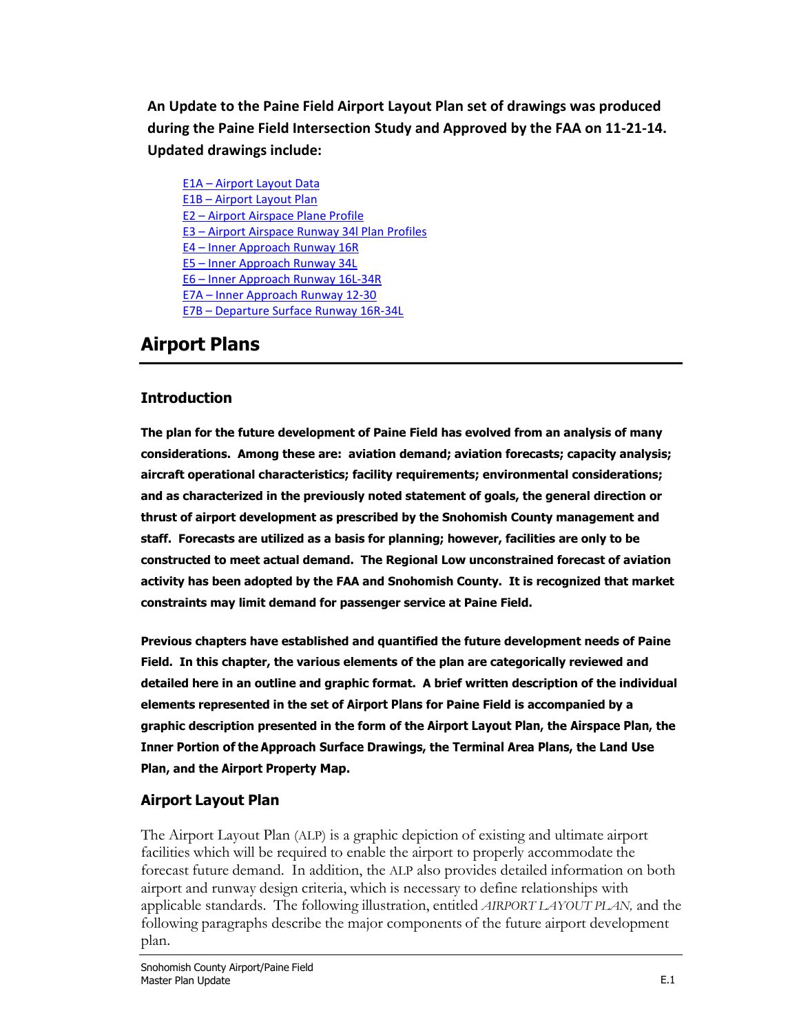**An Update to the Paine Field Airport Layout Plan set of drawings was produced during the Paine Field Intersection Study and Approved by the FAA on 11-21-14. Updated drawings include:**

- E1A – Airport Layout Data
- E1B – Airport Layout Plan
- E2 – Airport Airspace Plane Profile
- E3 – Airport Airspace Runway 34l Plan Profiles
- E4 – Inner Approach Runway 16R
- E5 – Inner Approach Runway 34L
- E6 – Inner Approach Runway 16L-34R
- E7A – Inner Approach Runway 12-30
- E7B – Departure Surface Runway 16R-34L

# Airport Plans

## Introduction

**The plan for the future development of Paine Field has evolved from an analysis of many considerations. Among these are: aviation demand; aviation forecasts; capacity analysis; aircraft operational characteristics; facility requirements; environmental considerations; and as characterized in the previously noted statement of goals, the general direction or thrust of airport development as prescribed by the Snohomish County management and staff. Forecasts are utilized as a basis for planning; however, facilities are only to be constructed to meet actual demand. The Regional Low unconstrained forecast of aviation activity has been adopted by the FAA and Snohomish County. It is recognized that market constraints may limit demand for passenger service at Paine Field.**

**Previous chapters have established and quantified the future development needs of Paine Field. In this chapter, the various elements of the plan are categorically reviewed and detailed here in an outline and graphic format. A brief written description of the individual elements represented in the set of Airport Plans for Paine Field is accompanied by a graphic description presented in the form of the Airport Layout Plan, the Airspace Plan, the Inner Portion of the Approach Surface Drawings, the Terminal Area Plans, the Land Use Plan, and the Airport Property Map.**

## Airport Layout Plan

The Airport Layout Plan (ALP) is a graphic depiction of existing and ultimate airport facilities which will be required to enable the airport to properly accommodate the forecast future demand. In addition, the ALP also provides detailed information on both airport and runway design criteria, which is necessary to define relationships with applicable standards. The following illustration, entitled *AIRPORT LAYOUT PLAN,* and the following paragraphs describe the major components of the future airport development plan.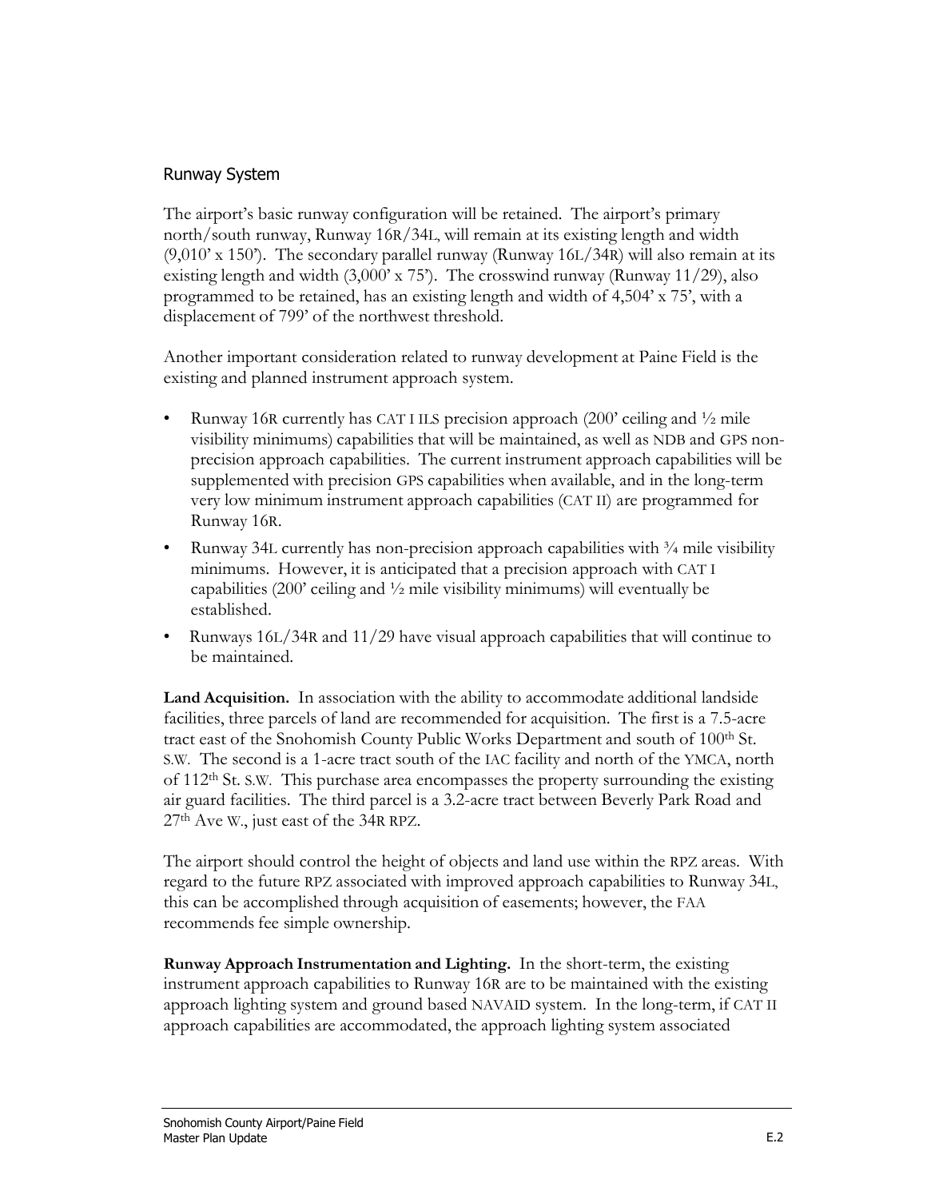## Runway System

The airport's basic runway configuration will be retained. The airport's primary north/south runway, Runway 16R/34L, will remain at its existing length and width (9,010' x 150'). The secondary parallel runway (Runway 16L/34R) will also remain at its existing length and width (3,000' x 75'). The crosswind runway (Runway 11/29), also programmed to be retained, has an existing length and width of 4,504' x 75', with a displacement of 799' of the northwest threshold.

Another important consideration related to runway development at Paine Field is the existing and planned instrument approach system.

- Runway 16R currently has CAT I ILS precision approach (200' ceiling and ½ mile visibility minimums) capabilities that will be maintained, as well as NDB and GPS non-precision approach capabilities. The current instrument approach capabilities will be supplemented with precision GPS capabilities when available, and in the long-term very low minimum instrument approach capabilities (CAT II) are programmed for Runway 16R.
- Runway 34L currently has non-precision approach capabilities with ¾ mile visibility minimums. However, it is anticipated that a precision approach with CAT I capabilities (200' ceiling and ½ mile visibility minimums) will eventually be established.
- Runways 16L/34R and 11/29 have visual approach capabilities that will continue to be maintained.

**Land Acquisition.** In association with the ability to accommodate additional landside facilities, three parcels of land are recommended for acquisition. The first is a 7.5-acre tract east of the Snohomish County Public Works Department and south of 100th St. S.W. The second is a 1-acre tract south of the IAC facility and north of the YMCA, north of 112th St. S.W. This purchase area encompasses the property surrounding the existing air guard facilities. The third parcel is a 3.2-acre tract between Beverly Park Road and 27th Ave W., just east of the 34R RPZ.

The airport should control the height of objects and land use within the RPZ areas. With regard to the future RPZ associated with improved approach capabilities to Runway 34L, this can be accomplished through acquisition of easements; however, the FAA recommends fee simple ownership.

**Runway Approach Instrumentation and Lighting.** In the short-term, the existing instrument approach capabilities to Runway 16R are to be maintained with the existing approach lighting system and ground based NAVAID system. In the long-term, if CAT II approach capabilities are accommodated, the approach lighting system associated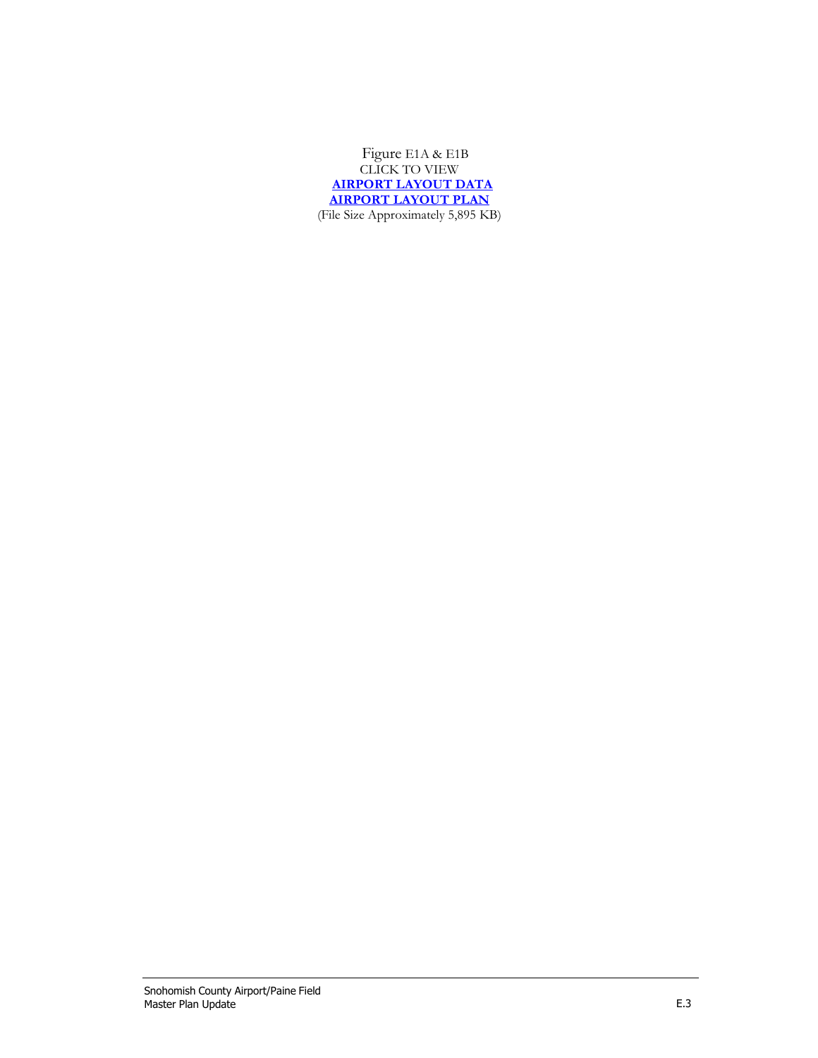Figure E1A & E1B

CLICK TO VIEW

**AIRPORT LAYOUT DATA**

**AIRPORT LAYOUT PLAN**

(File Size Approximately 5,895 KB)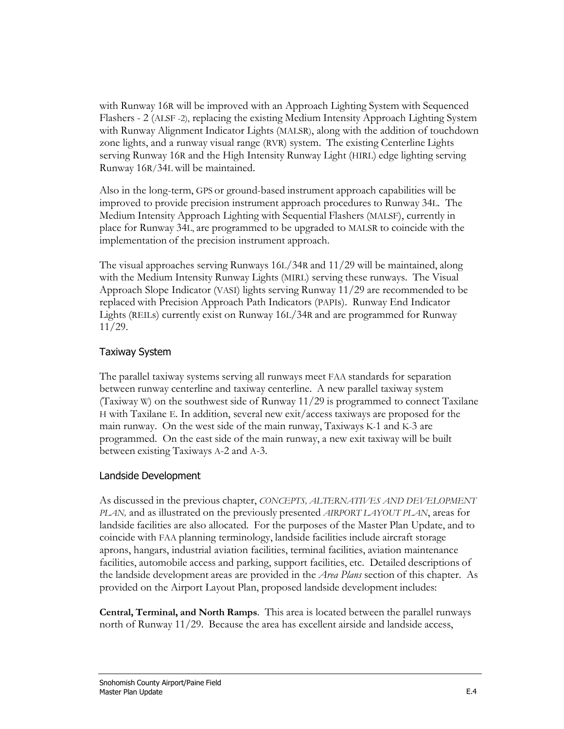with Runway 16R will be improved with an Approach Lighting System with Sequenced Flashers - 2 (ALSF -2), replacing the existing Medium Intensity Approach Lighting System with Runway Alignment Indicator Lights (MALSR), along with the addition of touchdown zone lights, and a runway visual range (RVR) system. The existing Centerline Lights serving Runway 16R and the High Intensity Runway Light (HIRL) edge lighting serving Runway 16R/34L will be maintained.

Also in the long-term, GPS or ground-based instrument approach capabilities will be improved to provide precision instrument approach procedures to Runway 34L. The Medium Intensity Approach Lighting with Sequential Flashers (MALSF), currently in place for Runway 34L, are programmed to be upgraded to MALSR to coincide with the implementation of the precision instrument approach.

The visual approaches serving Runways 16L/34R and 11/29 will be maintained, along with the Medium Intensity Runway Lights (MIRL) serving these runways. The Visual Approach Slope Indicator (VASI) lights serving Runway 11/29 are recommended to be replaced with Precision Approach Path Indicators (PAPIs). Runway End Indicator Lights (REILs) currently exist on Runway 16L/34R and are programmed for Runway 11/29.

## Taxiway System

The parallel taxiway systems serving all runways meet FAA standards for separation between runway centerline and taxiway centerline. A new parallel taxiway system (Taxiway W) on the southwest side of Runway 11/29 is programmed to connect Taxilane H with Taxilane E. In addition, several new exit/access taxiways are proposed for the main runway. On the west side of the main runway, Taxiways K-1 and K-3 are programmed. On the east side of the main runway, a new exit taxiway will be built between existing Taxiways A-2 and A-3.

## Landside Development

As discussed in the previous chapter, *CONCEPTS, ALTERNATIVES AND DEVELOPMENT PLAN,* and as illustrated on the previously presented *AIRPORT LAYOUT PLAN*, areas for landside facilities are also allocated. For the purposes of the Master Plan Update, and to coincide with FAA planning terminology, landside facilities include aircraft storage aprons, hangars, industrial aviation facilities, terminal facilities, aviation maintenance facilities, automobile access and parking, support facilities, etc. Detailed descriptions of the landside development areas are provided in the *Area Plans* section of this chapter. As provided on the Airport Layout Plan, proposed landside development includes:

**Central, Terminal, and North Ramps**. This area is located between the parallel runways north of Runway 11/29. Because the area has excellent airside and landside access,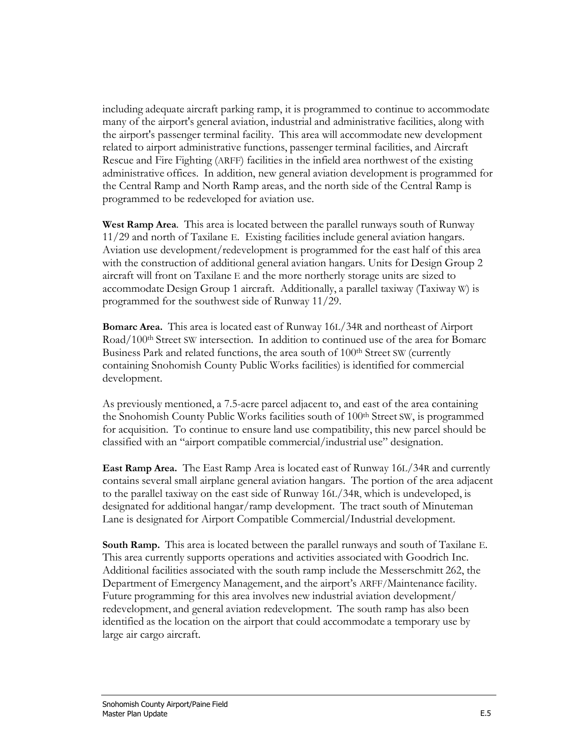including adequate aircraft parking ramp, it is programmed to continue to accommodate many of the airport's general aviation, industrial and administrative facilities, along with the airport's passenger terminal facility. This area will accommodate new development related to airport administrative functions, passenger terminal facilities, and Aircraft Rescue and Fire Fighting (ARFF) facilities in the infield area northwest of the existing administrative offices. In addition, new general aviation development is programmed for the Central Ramp and North Ramp areas, and the north side of the Central Ramp is programmed to be redeveloped for aviation use.

**West Ramp Area**. This area is located between the parallel runways south of Runway 11/29 and north of Taxilane E. Existing facilities include general aviation hangars. Aviation use development/redevelopment is programmed for the east half of this area with the construction of additional general aviation hangars. Units for Design Group 2 aircraft will front on Taxilane E and the more northerly storage units are sized to accommodate Design Group 1 aircraft. Additionally, a parallel taxiway (Taxiway W) is programmed for the southwest side of Runway 11/29.

**Bomarc Area.** This area is located east of Runway 16L/34R and northeast of Airport Road/100th Street SW intersection. In addition to continued use of the area for Bomarc Business Park and related functions, the area south of 100th Street SW (currently containing Snohomish County Public Works facilities) is identified for commercial development.

As previously mentioned, a 7.5-acre parcel adjacent to, and east of the area containing the Snohomish County Public Works facilities south of 100th Street SW, is programmed for acquisition. To continue to ensure land use compatibility, this new parcel should be classified with an "airport compatible commercial/industrial use" designation.

**East Ramp Area.** The East Ramp Area is located east of Runway 16L/34R and currently contains several small airplane general aviation hangars. The portion of the area adjacent to the parallel taxiway on the east side of Runway 16L/34R, which is undeveloped, is designated for additional hangar/ramp development. The tract south of Minuteman Lane is designated for Airport Compatible Commercial/Industrial development.

**South Ramp.** This area is located between the parallel runways and south of Taxilane E. This area currently supports operations and activities associated with Goodrich Inc. Additional facilities associated with the south ramp include the Messerschmitt 262, the Department of Emergency Management, and the airport's ARFF/Maintenance facility. Future programming for this area involves new industrial aviation development/ redevelopment, and general aviation redevelopment. The south ramp has also been identified as the location on the airport that could accommodate a temporary use by large air cargo aircraft.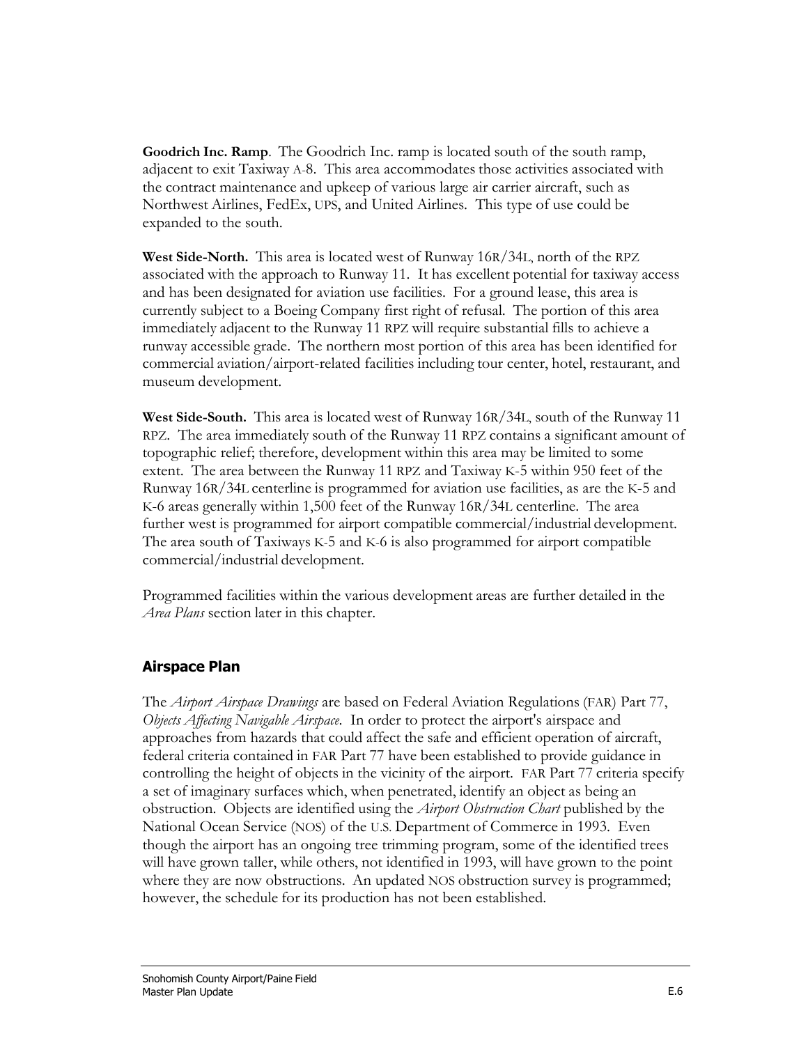**Goodrich Inc. Ramp**. The Goodrich Inc. ramp is located south of the south ramp, adjacent to exit Taxiway A-8. This area accommodates those activities associated with the contract maintenance and upkeep of various large air carrier aircraft, such as Northwest Airlines, FedEx, UPS, and United Airlines. This type of use could be expanded to the south.

**West Side-North.** This area is located west of Runway 16R/34L, north of the RPZ associated with the approach to Runway 11. It has excellent potential for taxiway access and has been designated for aviation use facilities. For a ground lease, this area is currently subject to a Boeing Company first right of refusal. The portion of this area immediately adjacent to the Runway 11 RPZ will require substantial fills to achieve a runway accessible grade. The northern most portion of this area has been identified for commercial aviation/airport-related facilities including tour center, hotel, restaurant, and museum development.

**West Side-South.** This area is located west of Runway 16R/34L, south of the Runway 11 RPZ. The area immediately south of the Runway 11 RPZ contains a significant amount of topographic relief; therefore, development within this area may be limited to some extent. The area between the Runway 11 RPZ and Taxiway K-5 within 950 feet of the Runway 16R/34L centerline is programmed for aviation use facilities, as are the K-5 and K-6 areas generally within 1,500 feet of the Runway 16R/34L centerline. The area further west is programmed for airport compatible commercial/industrial development. The area south of Taxiways K-5 and K-6 is also programmed for airport compatible commercial/industrial development.

Programmed facilities within the various development areas are further detailed in the *Area Plans* section later in this chapter.

## Airspace Plan

The *Airport Airspace Drawings* are based on Federal Aviation Regulations (FAR) Part 77, *Objects Affecting Navigable Airspace*. In order to protect the airport's airspace and approaches from hazards that could affect the safe and efficient operation of aircraft, federal criteria contained in FAR Part 77 have been established to provide guidance in controlling the height of objects in the vicinity of the airport. FAR Part 77 criteria specify a set of imaginary surfaces which, when penetrated, identify an object as being an obstruction. Objects are identified using the *Airport Obstruction Chart* published by the National Ocean Service (NOS) of the U.S. Department of Commerce in 1993. Even though the airport has an ongoing tree trimming program, some of the identified trees will have grown taller, while others, not identified in 1993, will have grown to the point where they are now obstructions. An updated NOS obstruction survey is programmed; however, the schedule for its production has not been established.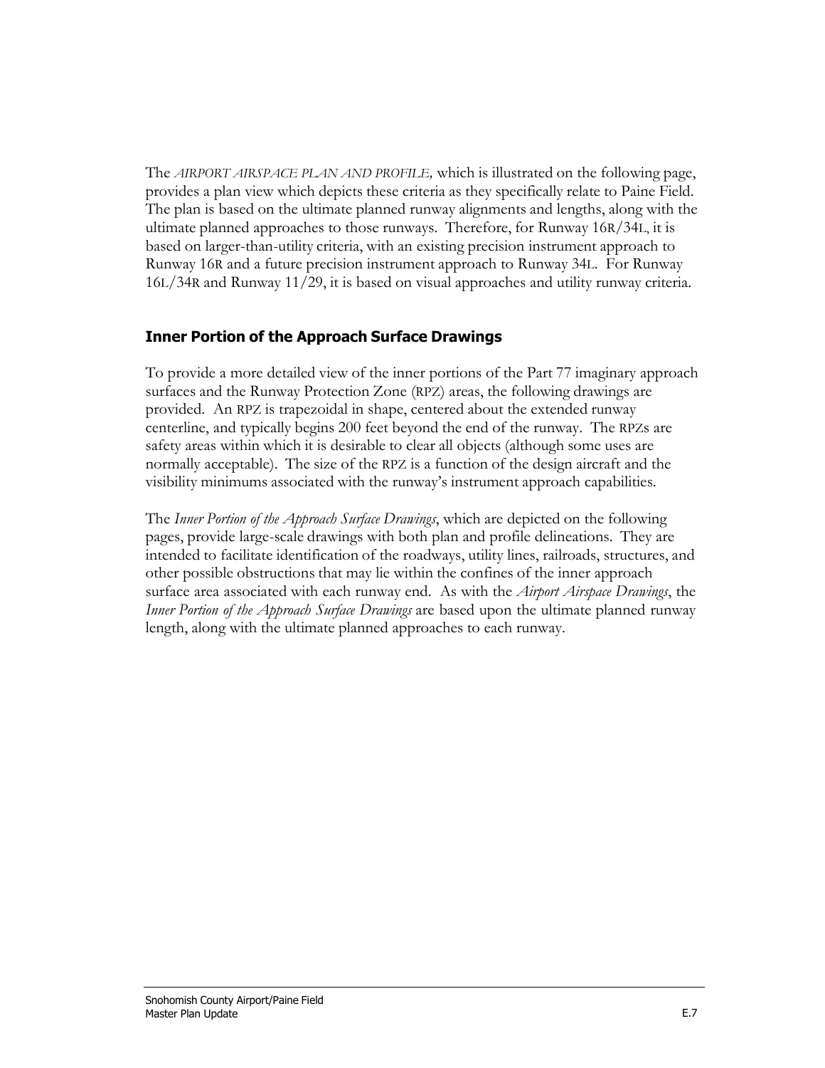The *AIRPORT AIRSPACE PLAN AND PROFILE,* which is illustrated on the following page, provides a plan view which depicts these criteria as they specifically relate to Paine Field. The plan is based on the ultimate planned runway alignments and lengths, along with the ultimate planned approaches to those runways. Therefore, for Runway 16R/34L, it is based on larger-than-utility criteria, with an existing precision instrument approach to Runway 16R and a future precision instrument approach to Runway 34L. For Runway 16L/34R and Runway 11/29, it is based on visual approaches and utility runway criteria.

## Inner Portion of the Approach Surface Drawings

To provide a more detailed view of the inner portions of the Part 77 imaginary approach surfaces and the Runway Protection Zone (RPZ) areas, the following drawings are provided. An RPZ is trapezoidal in shape, centered about the extended runway centerline, and typically begins 200 feet beyond the end of the runway. The RPZs are safety areas within which it is desirable to clear all objects (although some uses are normally acceptable). The size of the RPZ is a function of the design aircraft and the visibility minimums associated with the runway's instrument approach capabilities.

The *Inner Portion of the Approach Surface Drawings*, which are depicted on the following pages, provide large-scale drawings with both plan and profile delineations. They are intended to facilitate identification of the roadways, utility lines, railroads, structures, and other possible obstructions that may lie within the confines of the inner approach surface area associated with each runway end. As with the *Airport Airspace Drawings*, the *Inner Portion of the Approach Surface Drawings* are based upon the ultimate planned runway length, along with the ultimate planned approaches to each runway.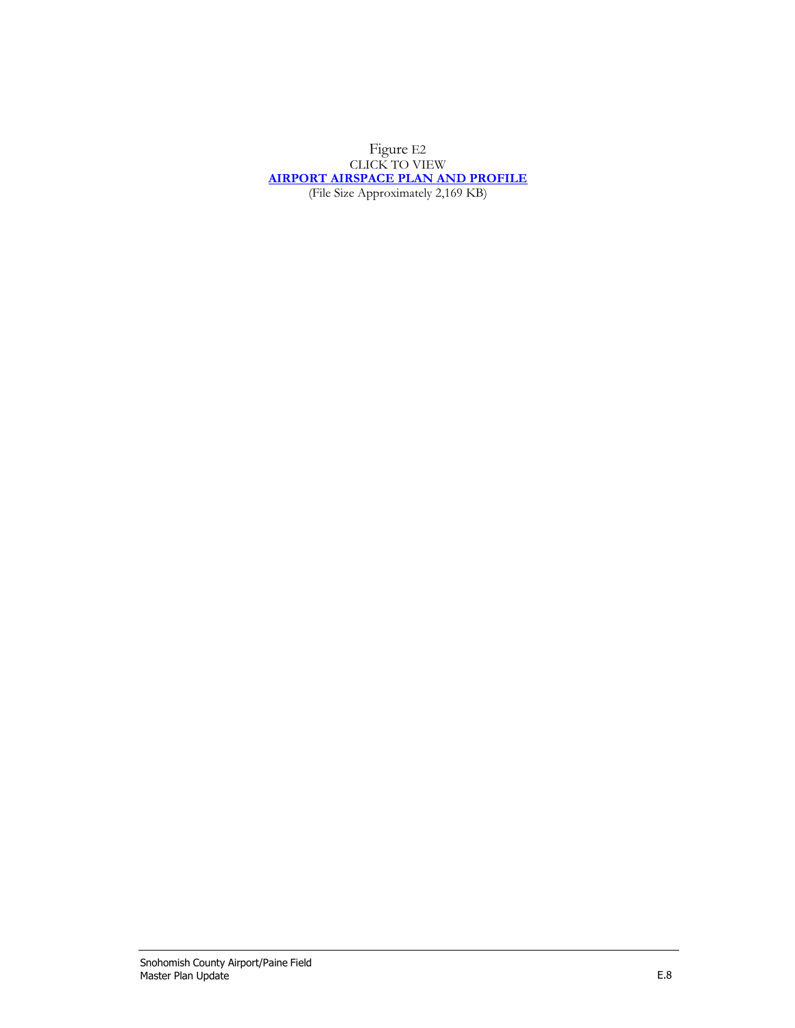Figure E2

CLICK TO VIEW

**AIRPORT AIRSPACE PLAN AND PROFILE**

(File Size Approximately 2,169 KB)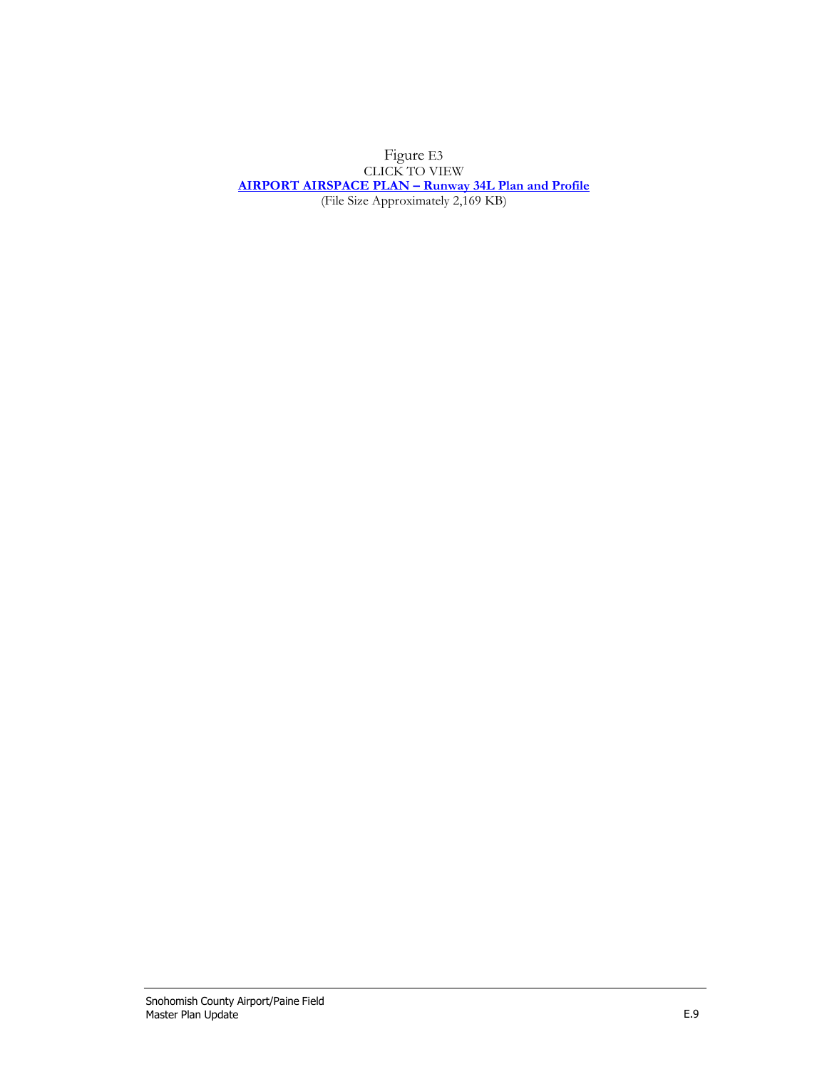Figure E3

CLICK TO VIEW

**AIRPORT AIRSPACE PLAN – Runway 34L Plan and Profile**

(File Size Approximately 2,169 KB)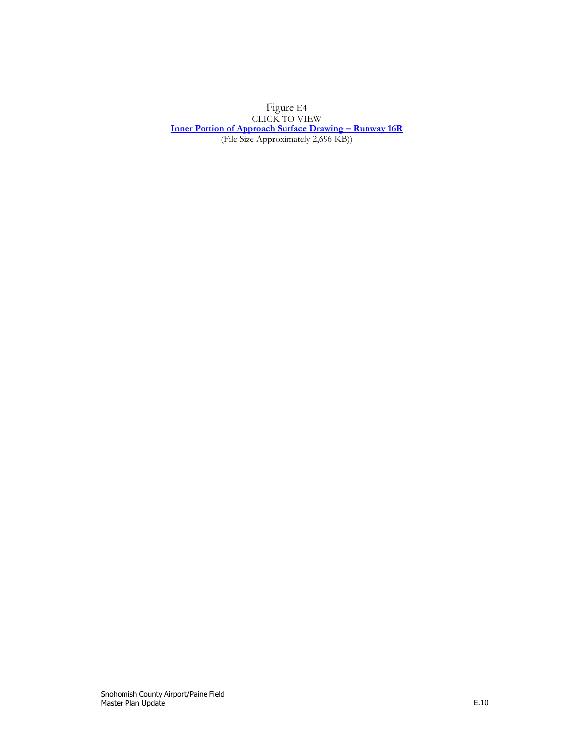Figure E4

CLICK TO VIEW

**Inner Portion of Approach Surface Drawing – Runway 16R**

(File Size Approximately 2,696 KB))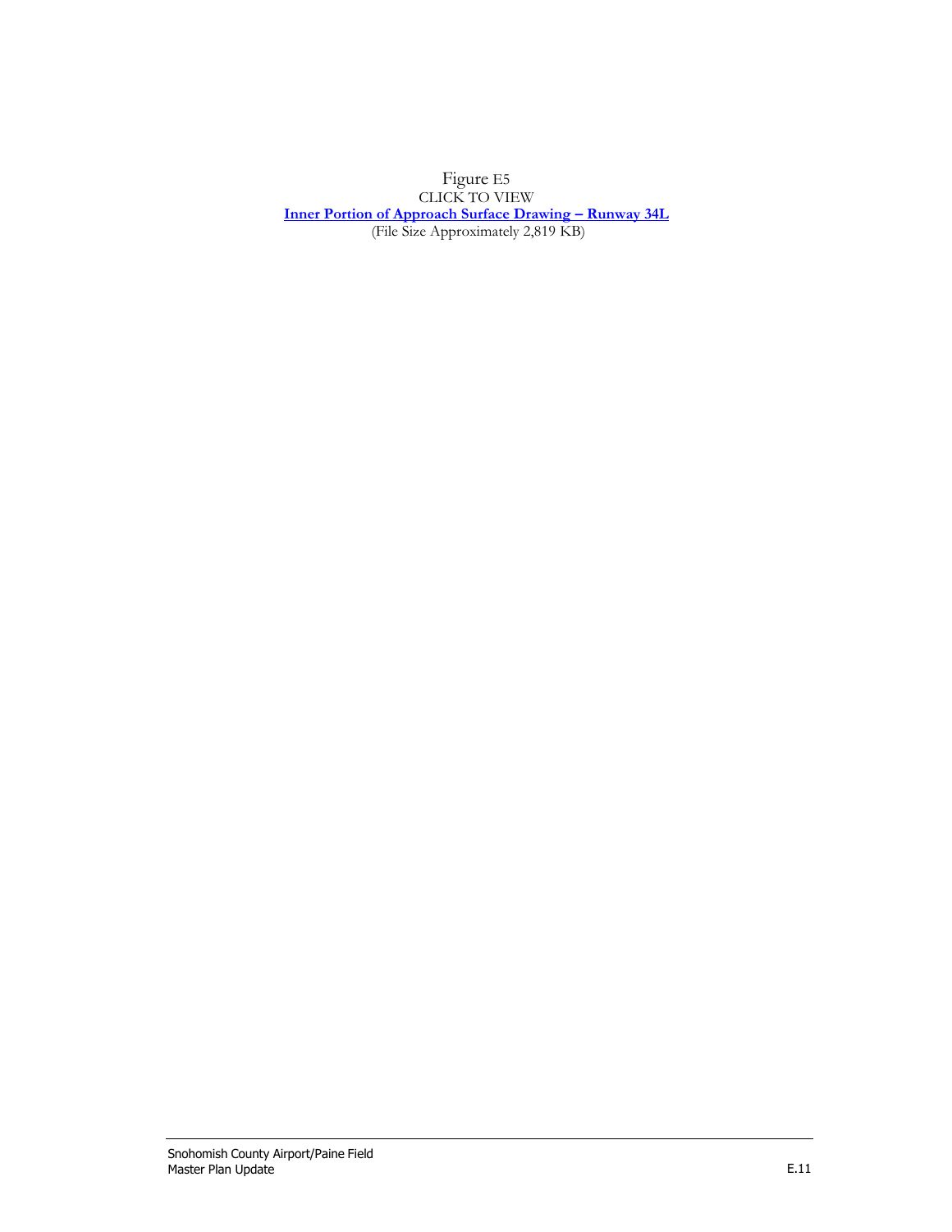Figure E5

CLICK TO VIEW

**Inner Portion of Approach Surface Drawing – Runway 34L**

(File Size Approximately 2,819 KB)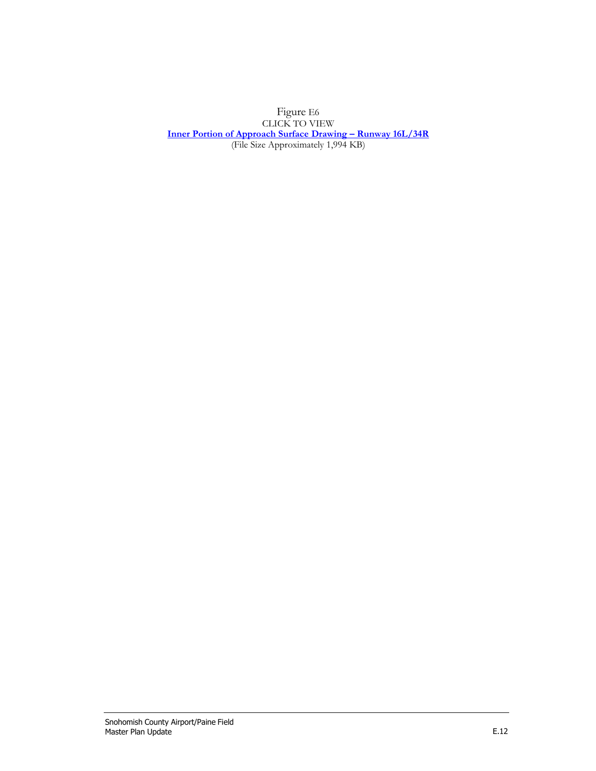Figure E6

CLICK TO VIEW

**Inner Portion of Approach Surface Drawing – Runway 16L/34R**

(File Size Approximately 1,994 KB)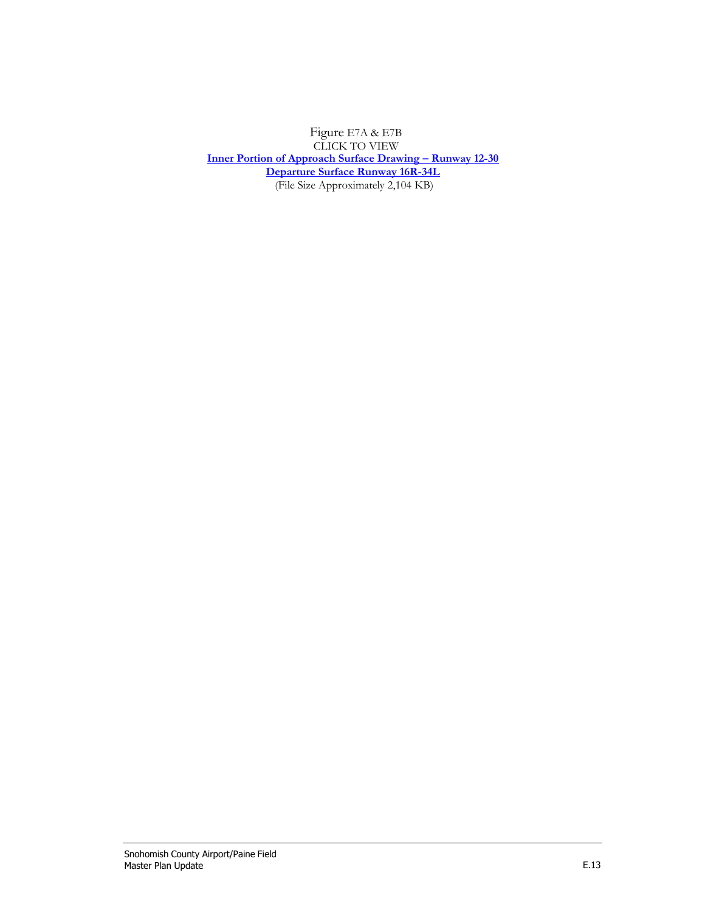Figure E7A & E7B

CLICK TO VIEW

**Inner Portion of Approach Surface Drawing – Runway 12-30**

**Departure Surface Runway 16R-34L**

(File Size Approximately 2,104 KB)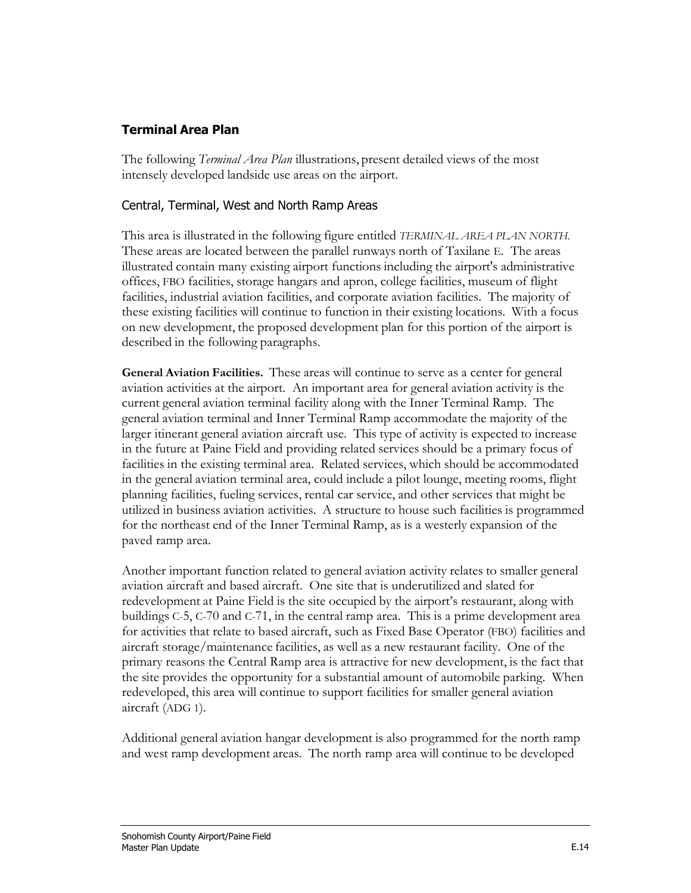## Terminal Area Plan

The following *Terminal Area Plan* illustrations, present detailed views of the most intensely developed landside use areas on the airport.

### Central, Terminal, West and North Ramp Areas

This area is illustrated in the following figure entitled *TERMINAL AREA PLAN NORTH.* These areas are located between the parallel runways north of Taxilane E. The areas illustrated contain many existing airport functions including the airport's administrative offices, FBO facilities, storage hangars and apron, college facilities, museum of flight facilities, industrial aviation facilities, and corporate aviation facilities. The majority of these existing facilities will continue to function in their existing locations. With a focus on new development, the proposed development plan for this portion of the airport is described in the following paragraphs.

**General Aviation Facilities.** These areas will continue to serve as a center for general aviation activities at the airport. An important area for general aviation activity is the current general aviation terminal facility along with the Inner Terminal Ramp. The general aviation terminal and Inner Terminal Ramp accommodate the majority of the larger itinerant general aviation aircraft use. This type of activity is expected to increase in the future at Paine Field and providing related services should be a primary focus of facilities in the existing terminal area. Related services, which should be accommodated in the general aviation terminal area, could include a pilot lounge, meeting rooms, flight planning facilities, fueling services, rental car service, and other services that might be utilized in business aviation activities. A structure to house such facilities is programmed for the northeast end of the Inner Terminal Ramp, as is a westerly expansion of the paved ramp area.

Another important function related to general aviation activity relates to smaller general aviation aircraft and based aircraft. One site that is underutilized and slated for redevelopment at Paine Field is the site occupied by the airport's restaurant, along with buildings C-5, C-70 and C-71, in the central ramp area. This is a prime development area for activities that relate to based aircraft, such as Fixed Base Operator (FBO) facilities and aircraft storage/maintenance facilities, as well as a new restaurant facility. One of the primary reasons the Central Ramp area is attractive for new development, is the fact that the site provides the opportunity for a substantial amount of automobile parking. When redeveloped, this area will continue to support facilities for smaller general aviation aircraft (ADG 1).

Additional general aviation hangar development is also programmed for the north ramp and west ramp development areas. The north ramp area will continue to be developed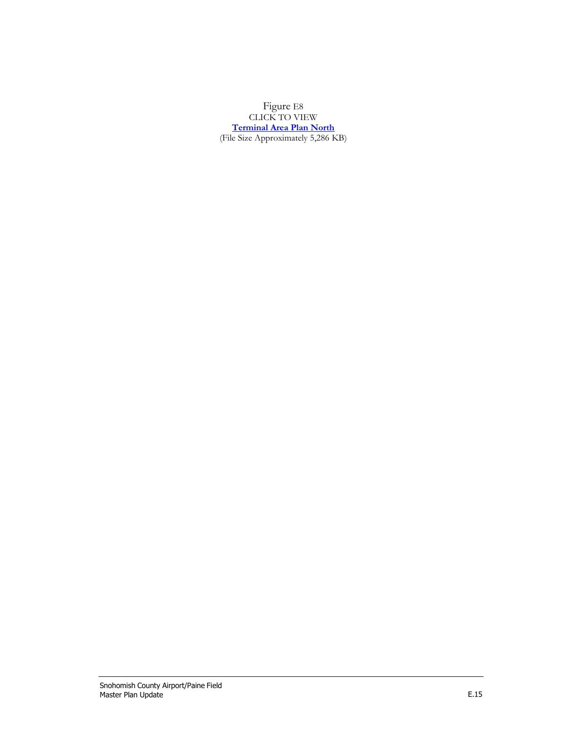Figure E8
CLICK TO VIEW
**Terminal Area Plan North**
(File Size Approximately 5,286 KB)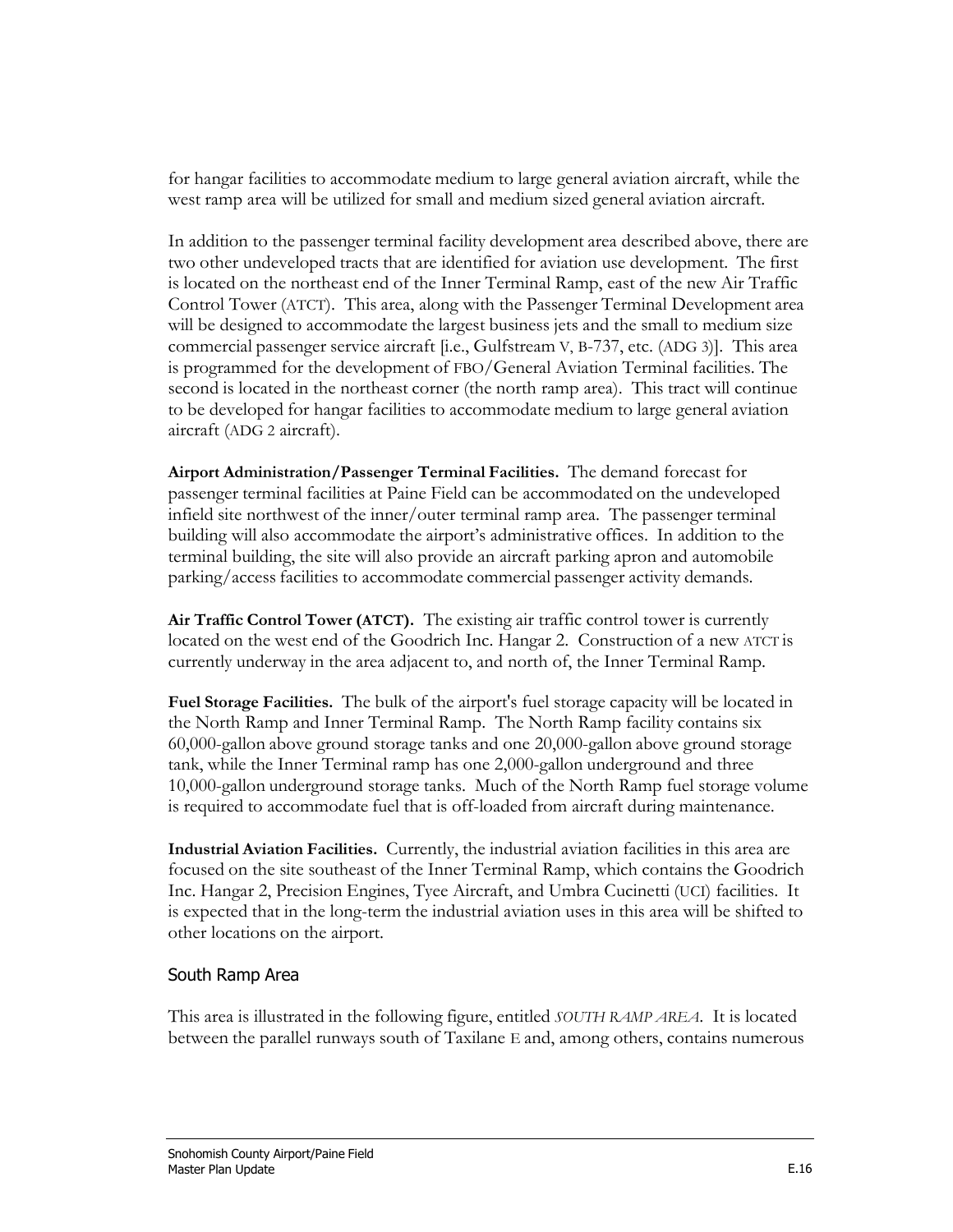for hangar facilities to accommodate medium to large general aviation aircraft, while the west ramp area will be utilized for small and medium sized general aviation aircraft.

In addition to the passenger terminal facility development area described above, there are two other undeveloped tracts that are identified for aviation use development. The first is located on the northeast end of the Inner Terminal Ramp, east of the new Air Traffic Control Tower (ATCT). This area, along with the Passenger Terminal Development area will be designed to accommodate the largest business jets and the small to medium size commercial passenger service aircraft [i.e., Gulfstream V, B-737, etc. (ADG 3)]. This area is programmed for the development of FBO/General Aviation Terminal facilities. The second is located in the northeast corner (the north ramp area). This tract will continue to be developed for hangar facilities to accommodate medium to large general aviation aircraft (ADG 2 aircraft).

**Airport Administration/Passenger Terminal Facilities.** The demand forecast for passenger terminal facilities at Paine Field can be accommodated on the undeveloped infield site northwest of the inner/outer terminal ramp area. The passenger terminal building will also accommodate the airport's administrative offices. In addition to the terminal building, the site will also provide an aircraft parking apron and automobile parking/access facilities to accommodate commercial passenger activity demands.

**Air Traffic Control Tower (ATCT).** The existing air traffic control tower is currently located on the west end of the Goodrich Inc. Hangar 2. Construction of a new ATCT is currently underway in the area adjacent to, and north of, the Inner Terminal Ramp.

**Fuel Storage Facilities.** The bulk of the airport's fuel storage capacity will be located in the North Ramp and Inner Terminal Ramp. The North Ramp facility contains six 60,000-gallon above ground storage tanks and one 20,000-gallon above ground storage tank, while the Inner Terminal ramp has one 2,000-gallon underground and three 10,000-gallon underground storage tanks. Much of the North Ramp fuel storage volume is required to accommodate fuel that is off-loaded from aircraft during maintenance.

**Industrial Aviation Facilities.** Currently, the industrial aviation facilities in this area are focused on the site southeast of the Inner Terminal Ramp, which contains the Goodrich Inc. Hangar 2, Precision Engines, Tyee Aircraft, and Umbra Cucinetti (UCI) facilities. It is expected that in the long-term the industrial aviation uses in this area will be shifted to other locations on the airport.

### South Ramp Area

This area is illustrated in the following figure, entitled *SOUTH RAMP AREA*. It is located between the parallel runways south of Taxilane E and, among others, contains numerous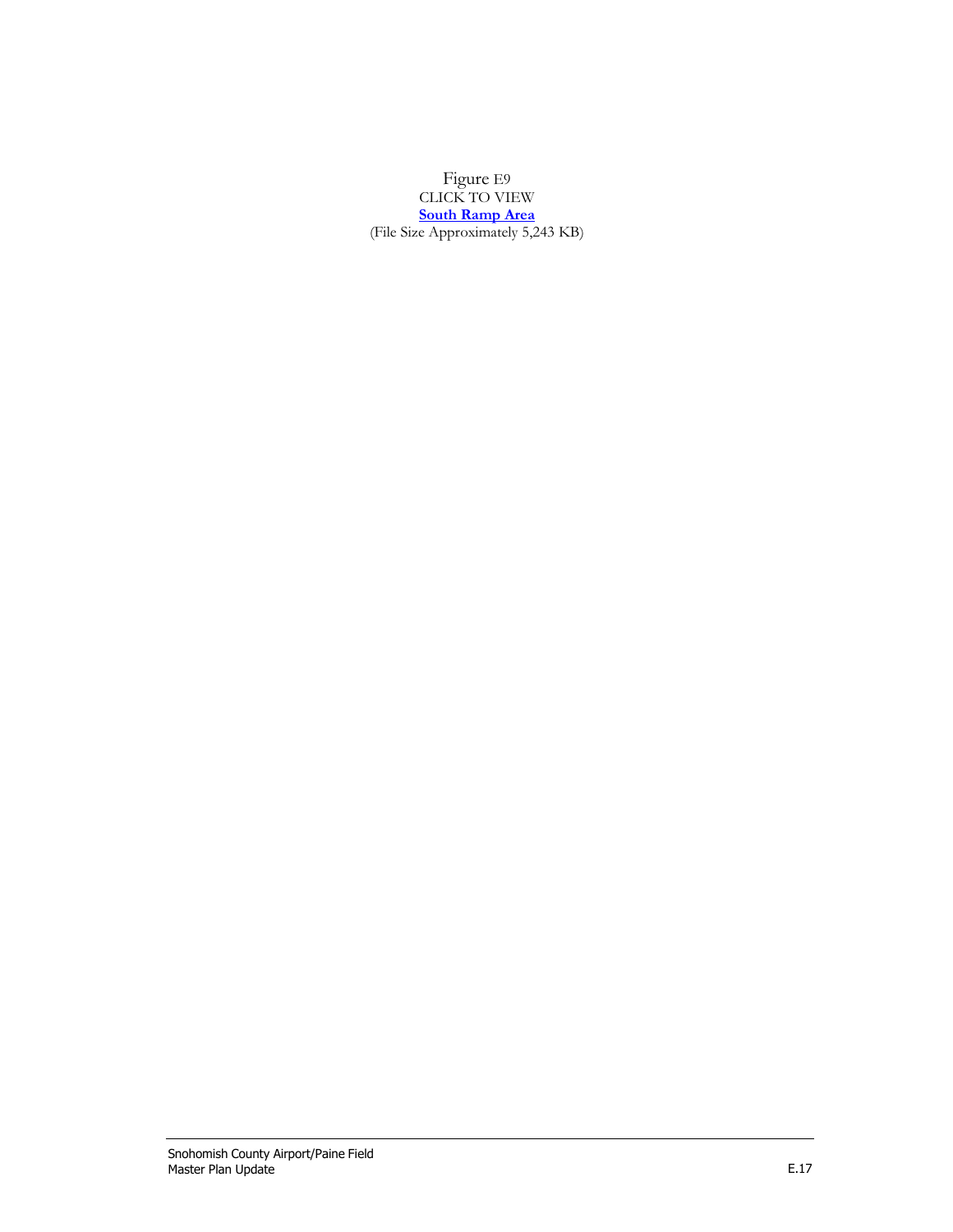Figure E9

CLICK TO VIEW

**South Ramp Area**

(File Size Approximately 5,243 KB)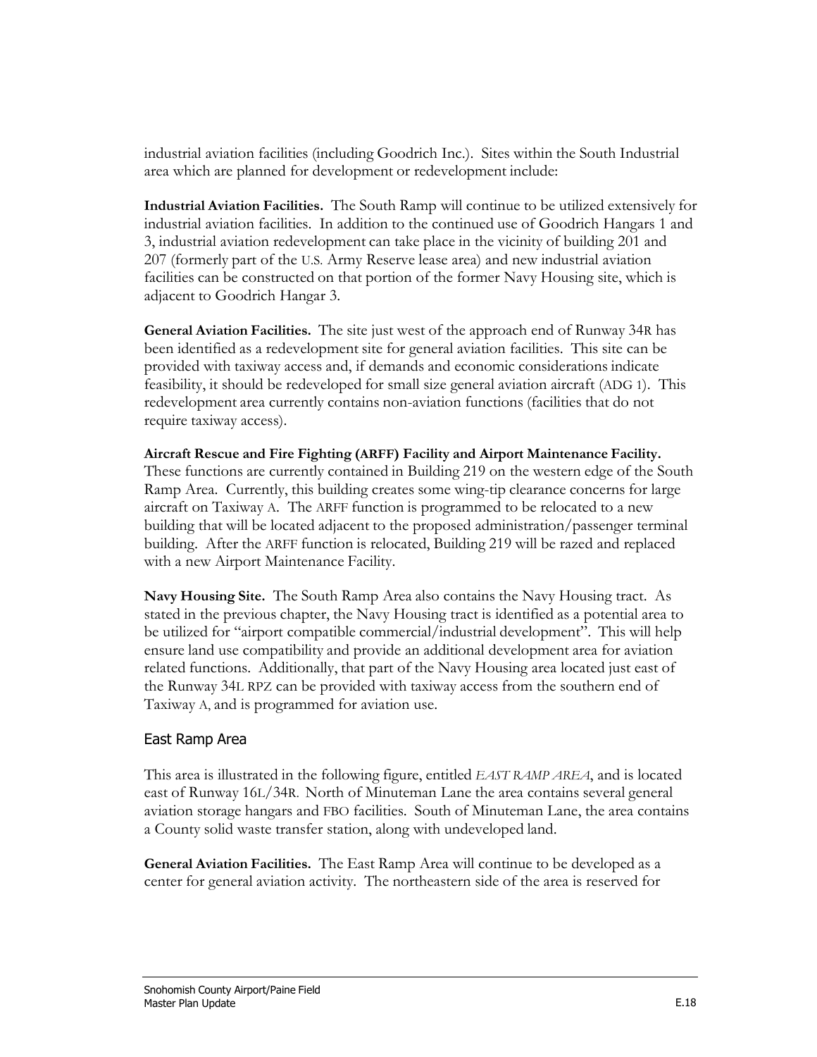industrial aviation facilities (including Goodrich Inc.). Sites within the South Industrial area which are planned for development or redevelopment include:

**Industrial Aviation Facilities.** The South Ramp will continue to be utilized extensively for industrial aviation facilities. In addition to the continued use of Goodrich Hangars 1 and 3, industrial aviation redevelopment can take place in the vicinity of building 201 and 207 (formerly part of the U.S. Army Reserve lease area) and new industrial aviation facilities can be constructed on that portion of the former Navy Housing site, which is adjacent to Goodrich Hangar 3.

**General Aviation Facilities.** The site just west of the approach end of Runway 34R has been identified as a redevelopment site for general aviation facilities. This site can be provided with taxiway access and, if demands and economic considerations indicate feasibility, it should be redeveloped for small size general aviation aircraft (ADG 1). This redevelopment area currently contains non-aviation functions (facilities that do not require taxiway access).

**Aircraft Rescue and Fire Fighting (ARFF) Facility and Airport Maintenance Facility.** These functions are currently contained in Building 219 on the western edge of the South Ramp Area. Currently, this building creates some wing-tip clearance concerns for large aircraft on Taxiway A. The ARFF function is programmed to be relocated to a new building that will be located adjacent to the proposed administration/passenger terminal building. After the ARFF function is relocated, Building 219 will be razed and replaced with a new Airport Maintenance Facility.

**Navy Housing Site.** The South Ramp Area also contains the Navy Housing tract. As stated in the previous chapter, the Navy Housing tract is identified as a potential area to be utilized for "airport compatible commercial/industrial development". This will help ensure land use compatibility and provide an additional development area for aviation related functions. Additionally, that part of the Navy Housing area located just east of the Runway 34L RPZ can be provided with taxiway access from the southern end of Taxiway A, and is programmed for aviation use.

### East Ramp Area

This area is illustrated in the following figure, entitled *EAST RAMP AREA*, and is located east of Runway 16L/34R. North of Minuteman Lane the area contains several general aviation storage hangars and FBO facilities. South of Minuteman Lane, the area contains a County solid waste transfer station, along with undeveloped land.

**General Aviation Facilities.** The East Ramp Area will continue to be developed as a center for general aviation activity. The northeastern side of the area is reserved for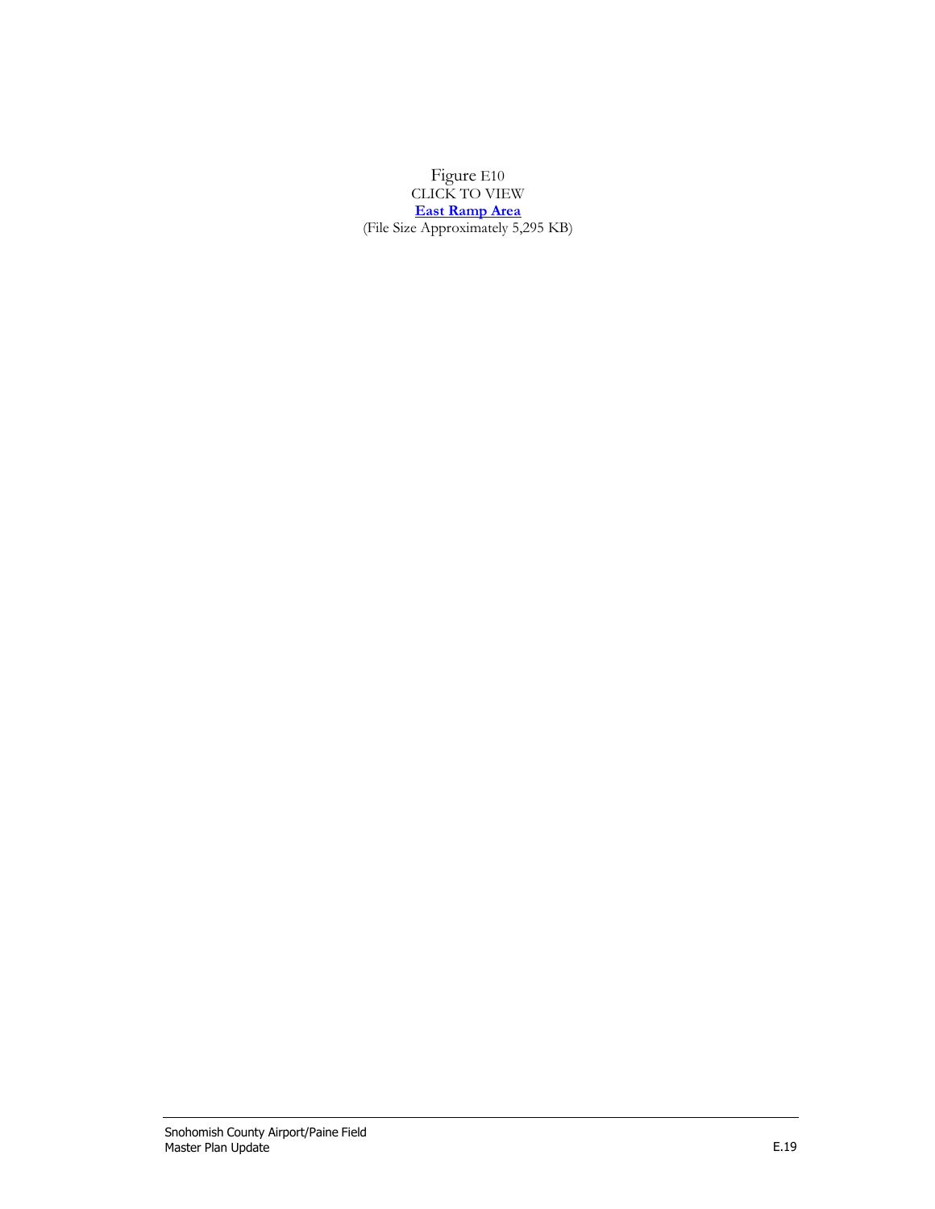Figure E10
CLICK TO VIEW
**East Ramp Area**
(File Size Approximately 5,295 KB)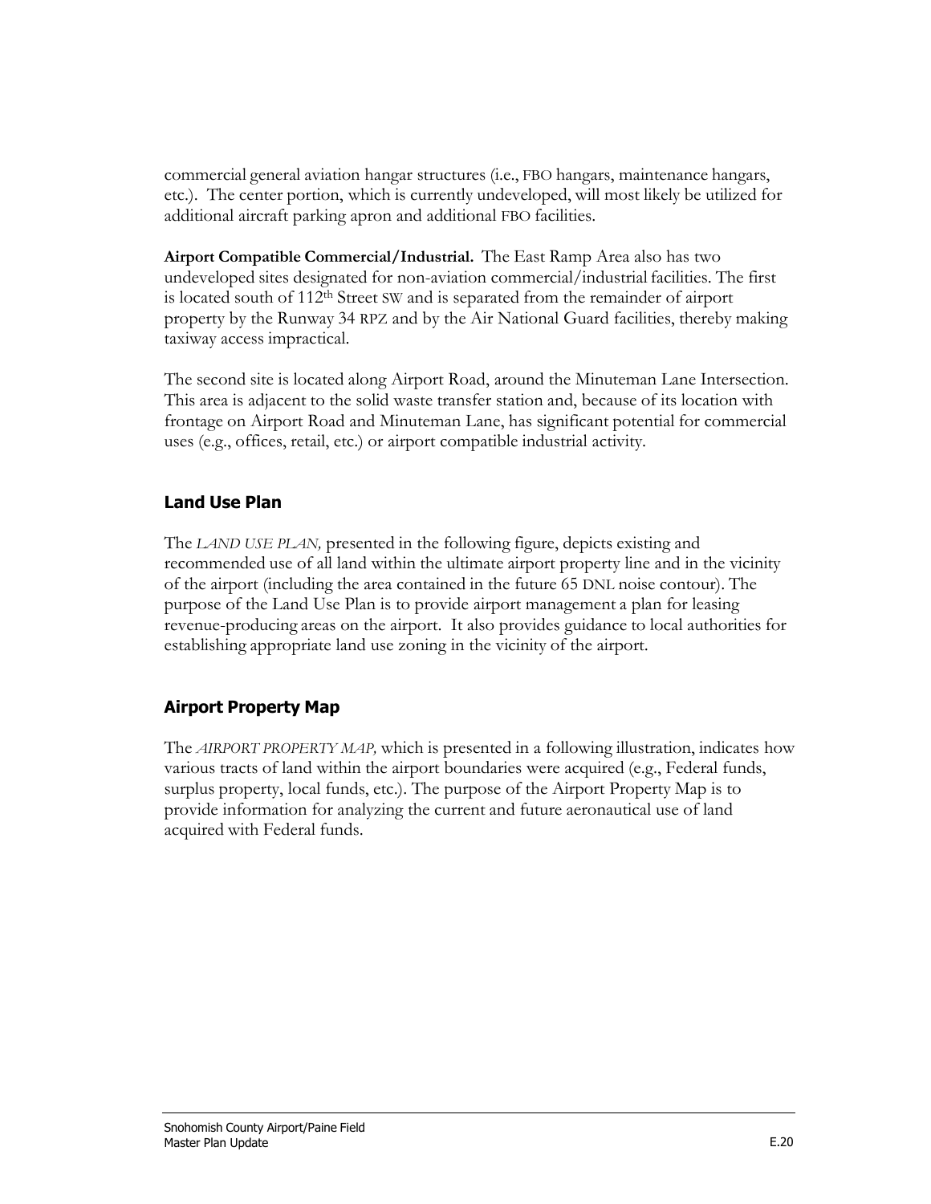commercial general aviation hangar structures (i.e., FBO hangars, maintenance hangars, etc.). The center portion, which is currently undeveloped, will most likely be utilized for additional aircraft parking apron and additional FBO facilities.

**Airport Compatible Commercial/Industrial.** The East Ramp Area also has two undeveloped sites designated for non-aviation commercial/industrial facilities. The first is located south of 112th Street SW and is separated from the remainder of airport property by the Runway 34 RPZ and by the Air National Guard facilities, thereby making taxiway access impractical.

The second site is located along Airport Road, around the Minuteman Lane Intersection. This area is adjacent to the solid waste transfer station and, because of its location with frontage on Airport Road and Minuteman Lane, has significant potential for commercial uses (e.g., offices, retail, etc.) or airport compatible industrial activity.

## Land Use Plan

The *LAND USE PLAN,* presented in the following figure, depicts existing and recommended use of all land within the ultimate airport property line and in the vicinity of the airport (including the area contained in the future 65 DNL noise contour). The purpose of the Land Use Plan is to provide airport management a plan for leasing revenue-producing areas on the airport. It also provides guidance to local authorities for establishing appropriate land use zoning in the vicinity of the airport.

## Airport Property Map

The *AIRPORT PROPERTY MAP,* which is presented in a following illustration, indicates how various tracts of land within the airport boundaries were acquired (e.g., Federal funds, surplus property, local funds, etc.). The purpose of the Airport Property Map is to provide information for analyzing the current and future aeronautical use of land acquired with Federal funds.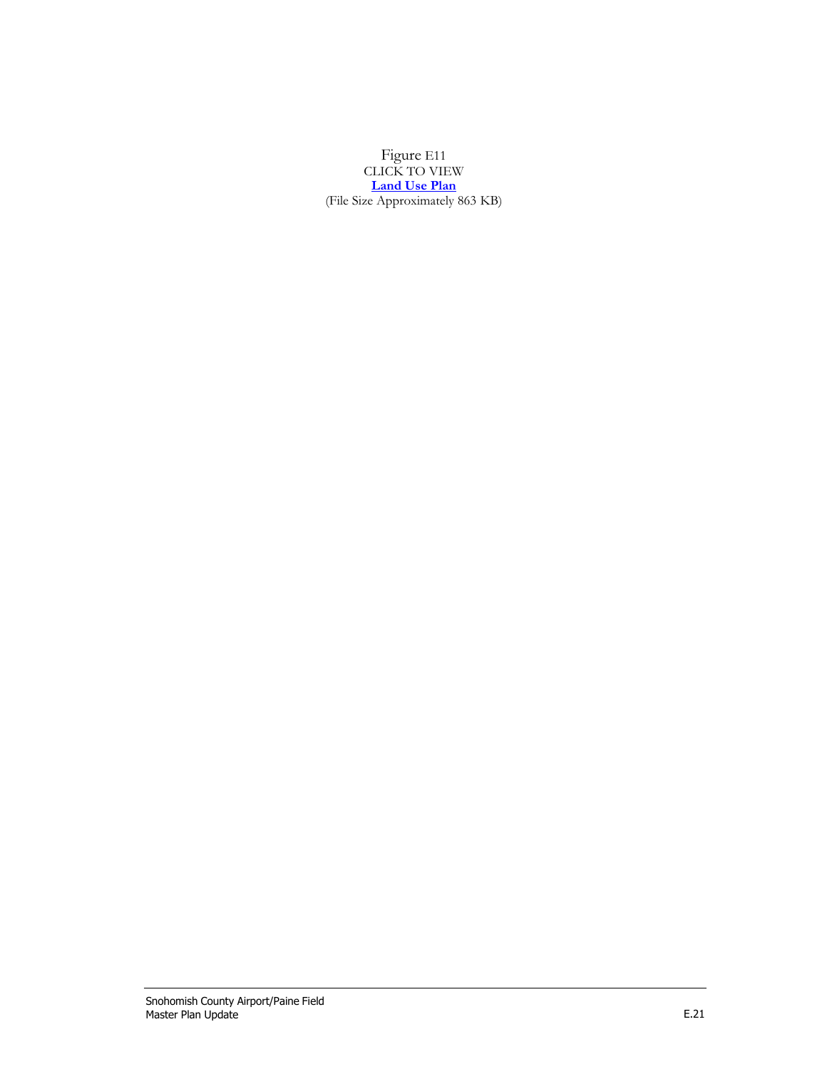Figure E11
CLICK TO VIEW
**Land Use Plan**
(File Size Approximately 863 KB)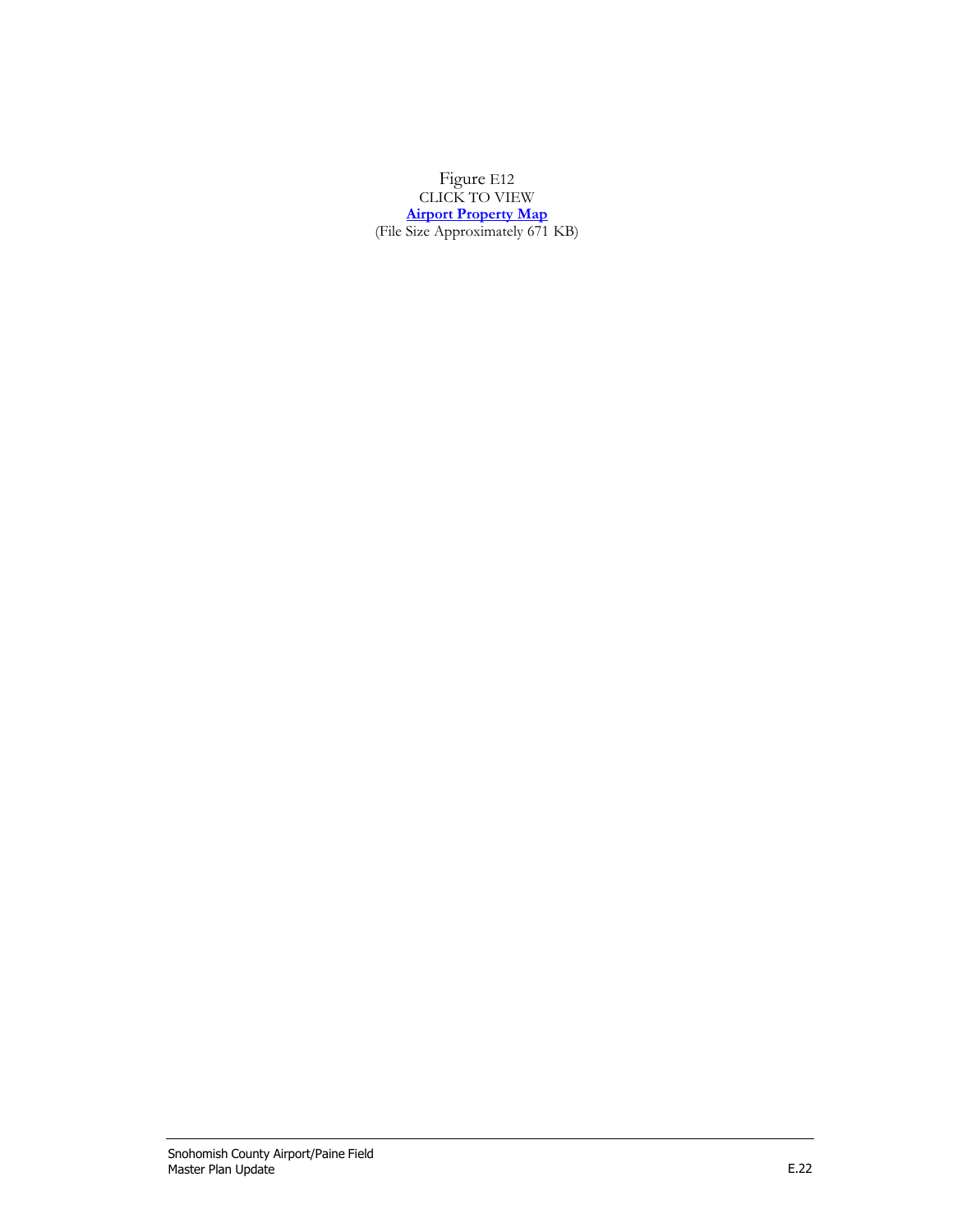Figure E12
CLICK TO VIEW
**Airport Property Map**
(File Size Approximately 671 KB)